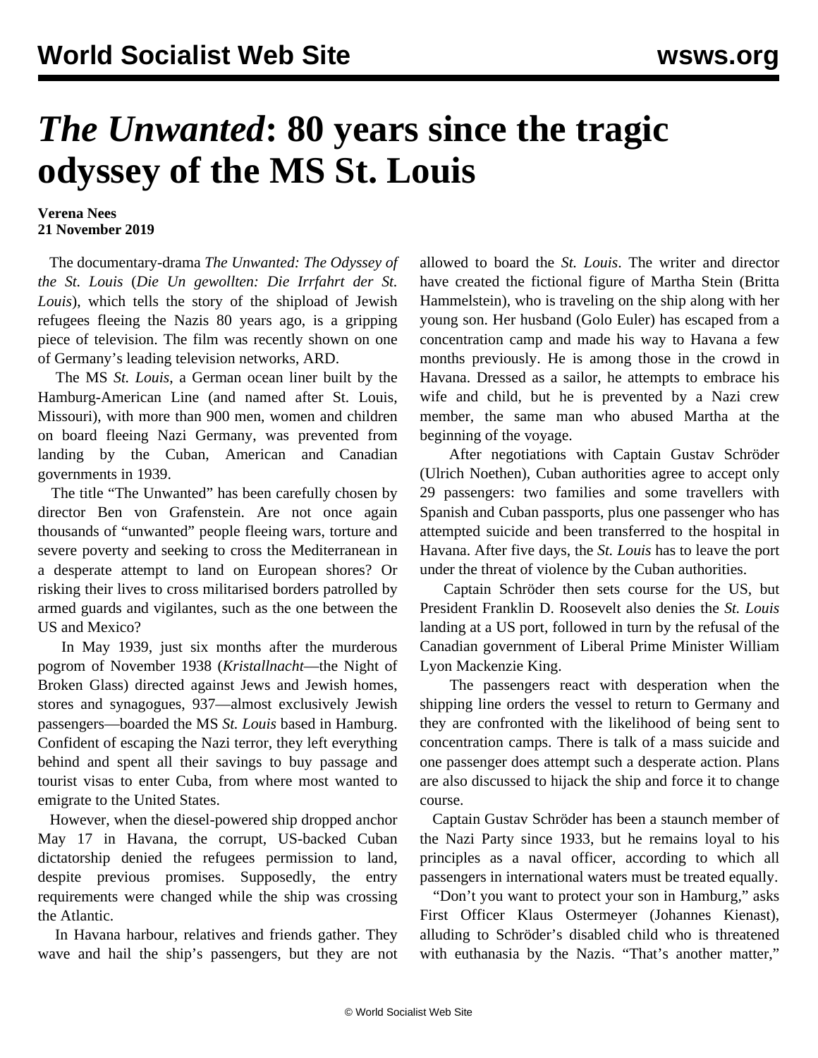# *The Unwanted*: 80 years since the tragic odyssey of the MS St. Louis

**Verena Nees**
**21 November 2019**

The documentary-drama *The Unwanted: The Odyssey of the St. Louis* (*Die Un gewollten: Die Irrfahrt der St. Louis*), which tells the story of the shipload of Jewish refugees fleeing the Nazis 80 years ago, is a gripping piece of television. The film was recently shown on one of Germany's leading television networks, ARD.

The MS *St. Louis*, a German ocean liner built by the Hamburg-American Line (and named after St. Louis, Missouri), with more than 900 men, women and children on board fleeing Nazi Germany, was prevented from landing by the Cuban, American and Canadian governments in 1939.

The title "The Unwanted" has been carefully chosen by director Ben von Grafenstein. Are not once again thousands of "unwanted" people fleeing wars, torture and severe poverty and seeking to cross the Mediterranean in a desperate attempt to land on European shores? Or risking their lives to cross militarised borders patrolled by armed guards and vigilantes, such as the one between the US and Mexico?

In May 1939, just six months after the murderous pogrom of November 1938 (*Kristallnacht*—the Night of Broken Glass) directed against Jews and Jewish homes, stores and synagogues, 937—almost exclusively Jewish passengers—boarded the MS *St. Louis* based in Hamburg. Confident of escaping the Nazi terror, they left everything behind and spent all their savings to buy passage and tourist visas to enter Cuba, from where most wanted to emigrate to the United States.

However, when the diesel-powered ship dropped anchor May 17 in Havana, the corrupt, US-backed Cuban dictatorship denied the refugees permission to land, despite previous promises. Supposedly, the entry requirements were changed while the ship was crossing the Atlantic.

In Havana harbour, relatives and friends gather. They wave and hail the ship's passengers, but they are not allowed to board the *St. Louis*. The writer and director have created the fictional figure of Martha Stein (Britta Hammelstein), who is traveling on the ship along with her young son. Her husband (Golo Euler) has escaped from a concentration camp and made his way to Havana a few months previously. He is among those in the crowd in Havana. Dressed as a sailor, he attempts to embrace his wife and child, but he is prevented by a Nazi crew member, the same man who abused Martha at the beginning of the voyage.

After negotiations with Captain Gustav Schröder (Ulrich Noethen), Cuban authorities agree to accept only 29 passengers: two families and some travellers with Spanish and Cuban passports, plus one passenger who has attempted suicide and been transferred to the hospital in Havana. After five days, the *St. Louis* has to leave the port under the threat of violence by the Cuban authorities.

Captain Schröder then sets course for the US, but President Franklin D. Roosevelt also denies the *St. Louis* landing at a US port, followed in turn by the refusal of the Canadian government of Liberal Prime Minister William Lyon Mackenzie King.

The passengers react with desperation when the shipping line orders the vessel to return to Germany and they are confronted with the likelihood of being sent to concentration camps. There is talk of a mass suicide and one passenger does attempt such a desperate action. Plans are also discussed to hijack the ship and force it to change course.

Captain Gustav Schröder has been a staunch member of the Nazi Party since 1933, but he remains loyal to his principles as a naval officer, according to which all passengers in international waters must be treated equally.

"Don't you want to protect your son in Hamburg," asks First Officer Klaus Ostermeyer (Johannes Kienast), alluding to Schröder's disabled child who is threatened with euthanasia by the Nazis. "That's another matter,"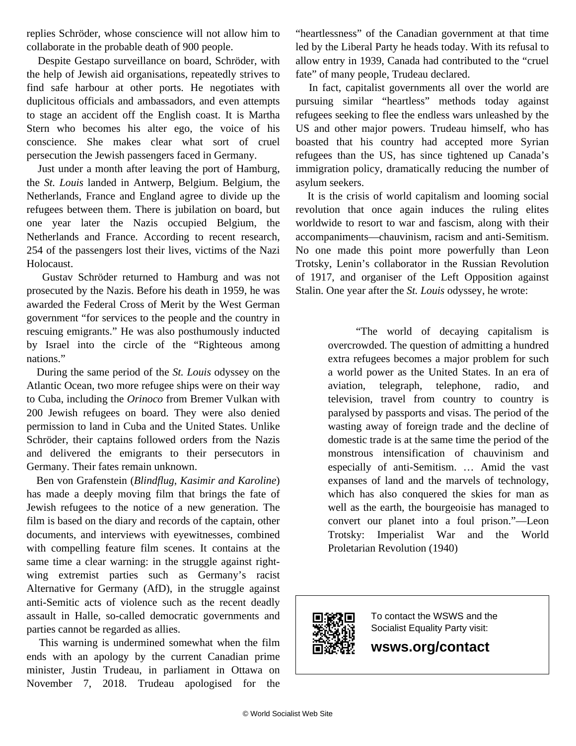replies Schröder, whose conscience will not allow him to collaborate in the probable death of 900 people.

Despite Gestapo surveillance on board, Schröder, with the help of Jewish aid organisations, repeatedly strives to find safe harbour at other ports. He negotiates with duplicitous officials and ambassadors, and even attempts to stage an accident off the English coast. It is Martha Stern who becomes his alter ego, the voice of his conscience. She makes clear what sort of cruel persecution the Jewish passengers faced in Germany.

Just under a month after leaving the port of Hamburg, the *St. Louis* landed in Antwerp, Belgium. Belgium, the Netherlands, France and England agree to divide up the refugees between them. There is jubilation on board, but one year later the Nazis occupied Belgium, the Netherlands and France. According to recent research, 254 of the passengers lost their lives, victims of the Nazi Holocaust.

Gustav Schröder returned to Hamburg and was not prosecuted by the Nazis. Before his death in 1959, he was awarded the Federal Cross of Merit by the West German government "for services to the people and the country in rescuing emigrants." He was also posthumously inducted by Israel into the circle of the "Righteous among nations."

During the same period of the *St. Louis* odyssey on the Atlantic Ocean, two more refugee ships were on their way to Cuba, including the *Orinoco* from Bremer Vulkan with 200 Jewish refugees on board. They were also denied permission to land in Cuba and the United States. Unlike Schröder, their captains followed orders from the Nazis and delivered the emigrants to their persecutors in Germany. Their fates remain unknown.

Ben von Grafenstein (*Blindflug*, *Kasimir and Karoline*) has made a deeply moving film that brings the fate of Jewish refugees to the notice of a new generation. The film is based on the diary and records of the captain, other documents, and interviews with eyewitnesses, combined with compelling feature film scenes. It contains at the same time a clear warning: in the struggle against right-wing extremist parties such as Germany's racist Alternative for Germany (AfD), in the struggle against anti-Semitic acts of violence such as the recent deadly assault in Halle, so-called democratic governments and parties cannot be regarded as allies.

This warning is undermined somewhat when the film ends with an apology by the current Canadian prime minister, Justin Trudeau, in parliament in Ottawa on November 7, 2018. Trudeau apologised for the "heartlessness" of the Canadian government at that time led by the Liberal Party he heads today. With its refusal to allow entry in 1939, Canada had contributed to the "cruel fate" of many people, Trudeau declared.

In fact, capitalist governments all over the world are pursuing similar "heartless" methods today against refugees seeking to flee the endless wars unleashed by the US and other major powers. Trudeau himself, who has boasted that his country had accepted more Syrian refugees than the US, has since tightened up Canada's immigration policy, dramatically reducing the number of asylum seekers.

It is the crisis of world capitalism and looming social revolution that once again induces the ruling elites worldwide to resort to war and fascism, along with their accompaniments—chauvinism, racism and anti-Semitism. No one made this point more powerfully than Leon Trotsky, Lenin's collaborator in the Russian Revolution of 1917, and organiser of the Left Opposition against Stalin. One year after the *St. Louis* odyssey, he wrote:

> "The world of decaying capitalism is overcrowded. The question of admitting a hundred extra refugees becomes a major problem for such a world power as the United States. In an era of aviation, telegraph, telephone, radio, and television, travel from country to country is paralysed by passports and visas. The period of the wasting away of foreign trade and the decline of domestic trade is at the same time the period of the monstrous intensification of chauvinism and especially of anti-Semitism. … Amid the vast expanses of land and the marvels of technology, which has also conquered the skies for man as well as the earth, the bourgeoisie has managed to convert our planet into a foul prison."—Leon Trotsky: Imperialist War and the World Proletarian Revolution (1940)

To contact the WSWS and the Socialist Equality Party visit:

**wsws.org/contact**